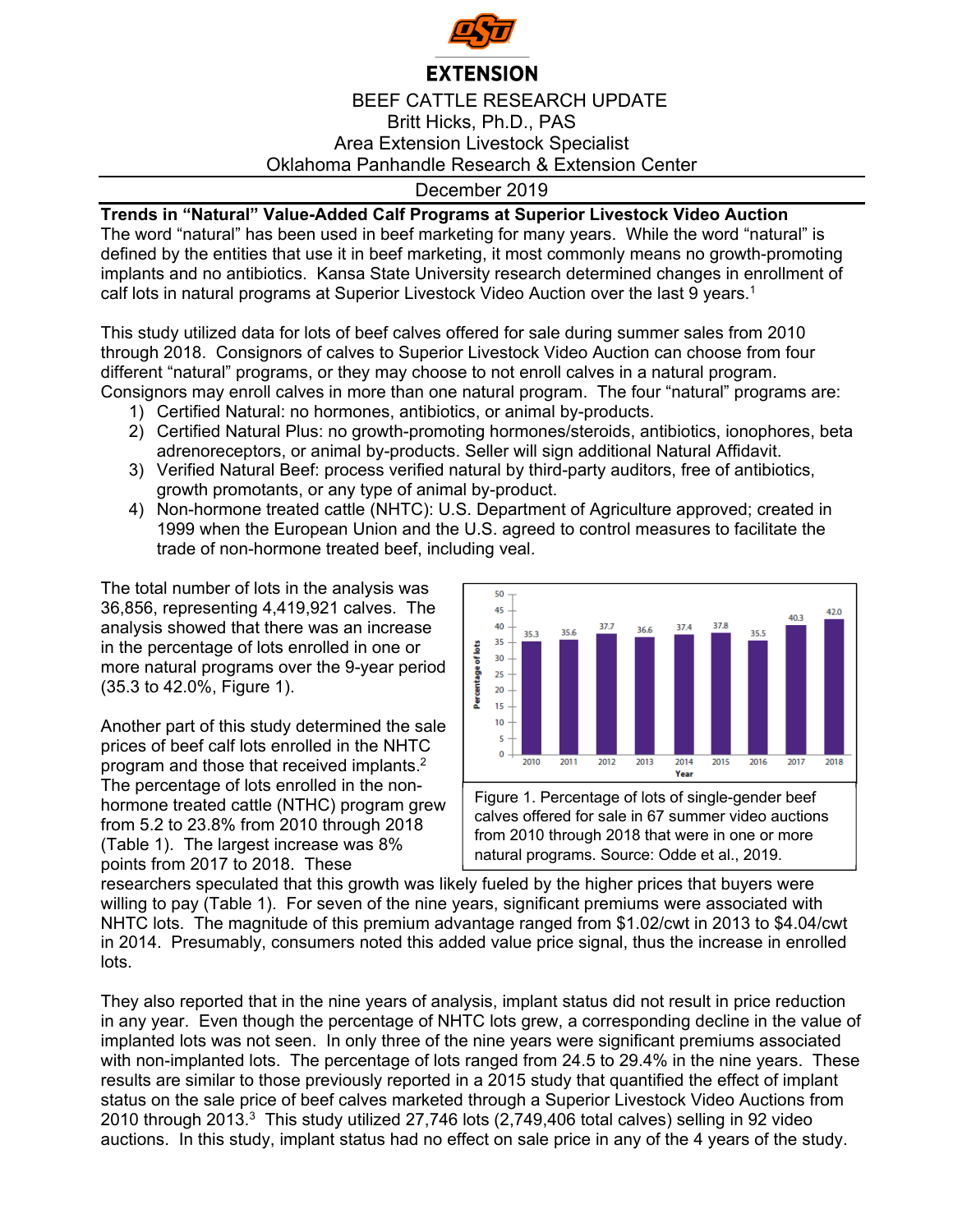**EXTENSION**

BEEF CATTLE RESEARCH UPDATE
Britt Hicks, Ph.D., PAS
Area Extension Livestock Specialist
Oklahoma Panhandle Research & Extension Center

December 2019

## Trends in "Natural" Value-Added Calf Programs at Superior Livestock Video Auction

The word "natural" has been used in beef marketing for many years. While the word "natural" is defined by the entities that use it in beef marketing, it most commonly means no growth-promoting implants and no antibiotics. Kansa State University research determined changes in enrollment of calf lots in natural programs at Superior Livestock Video Auction over the last 9 years.[1]

This study utilized data for lots of beef calves offered for sale during summer sales from 2010 through 2018. Consignors of calves to Superior Livestock Video Auction can choose from four different "natural" programs, or they may choose to not enroll calves in a natural program. Consignors may enroll calves in more than one natural program. The four "natural" programs are:

1) Certified Natural: no hormones, antibiotics, or animal by-products.
2) Certified Natural Plus: no growth-promoting hormones/steroids, antibiotics, ionophores, beta adrenoreceptors, or animal by-products. Seller will sign additional Natural Affidavit.
3) Verified Natural Beef: process verified natural by third-party auditors, free of antibiotics, growth promotants, or any type of animal by-product.
4) Non-hormone treated cattle (NHTC): U.S. Department of Agriculture approved; created in 1999 when the European Union and the U.S. agreed to control measures to facilitate the trade of non-hormone treated beef, including veal.

The total number of lots in the analysis was 36,856, representing 4,419,921 calves. The analysis showed that there was an increase in the percentage of lots enrolled in one or more natural programs over the 9-year period (35.3 to 42.0%, Figure 1).

| Year | Percentage of lots |
|---|---|
| 2010 | 35.3 |
| 2011 | 35.6 |
| 2012 | 37.7 |
| 2013 | 36.6 |
| 2014 | 37.4 |
| 2015 | 37.8 |
| 2016 | 35.5 |
| 2017 | 40.3 |
| 2018 | 42.0 |

Figure 1. Percentage of lots of single-gender beef calves offered for sale in 67 summer video auctions from 2010 through 2018 that were in one or more natural programs. Source: Odde et al., 2019.

Another part of this study determined the sale prices of beef calf lots enrolled in the NHTC program and those that received implants.[2] The percentage of lots enrolled in the non-hormone treated cattle (NTHC) program grew from 5.2 to 23.8% from 2010 through 2018 (Table 1). The largest increase was 8% points from 2017 to 2018. These researchers speculated that this growth was likely fueled by the higher prices that buyers were willing to pay (Table 1). For seven of the nine years, significant premiums were associated with NHTC lots. The magnitude of this premium advantage ranged from $1.02/cwt in 2013 to $4.04/cwt in 2014. Presumably, consumers noted this added value price signal, thus the increase in enrolled lots.

They also reported that in the nine years of analysis, implant status did not result in price reduction in any year. Even though the percentage of NHTC lots grew, a corresponding decline in the value of implanted lots was not seen. In only three of the nine years were significant premiums associated with non-implanted lots. The percentage of lots ranged from 24.5 to 29.4% in the nine years. These results are similar to those previously reported in a 2015 study that quantified the effect of implant status on the sale price of beef calves marketed through a Superior Livestock Video Auctions from 2010 through 2013.[3] This study utilized 27,746 lots (2,749,406 total calves) selling in 92 video auctions. In this study, implant status had no effect on sale price in any of the 4 years of the study.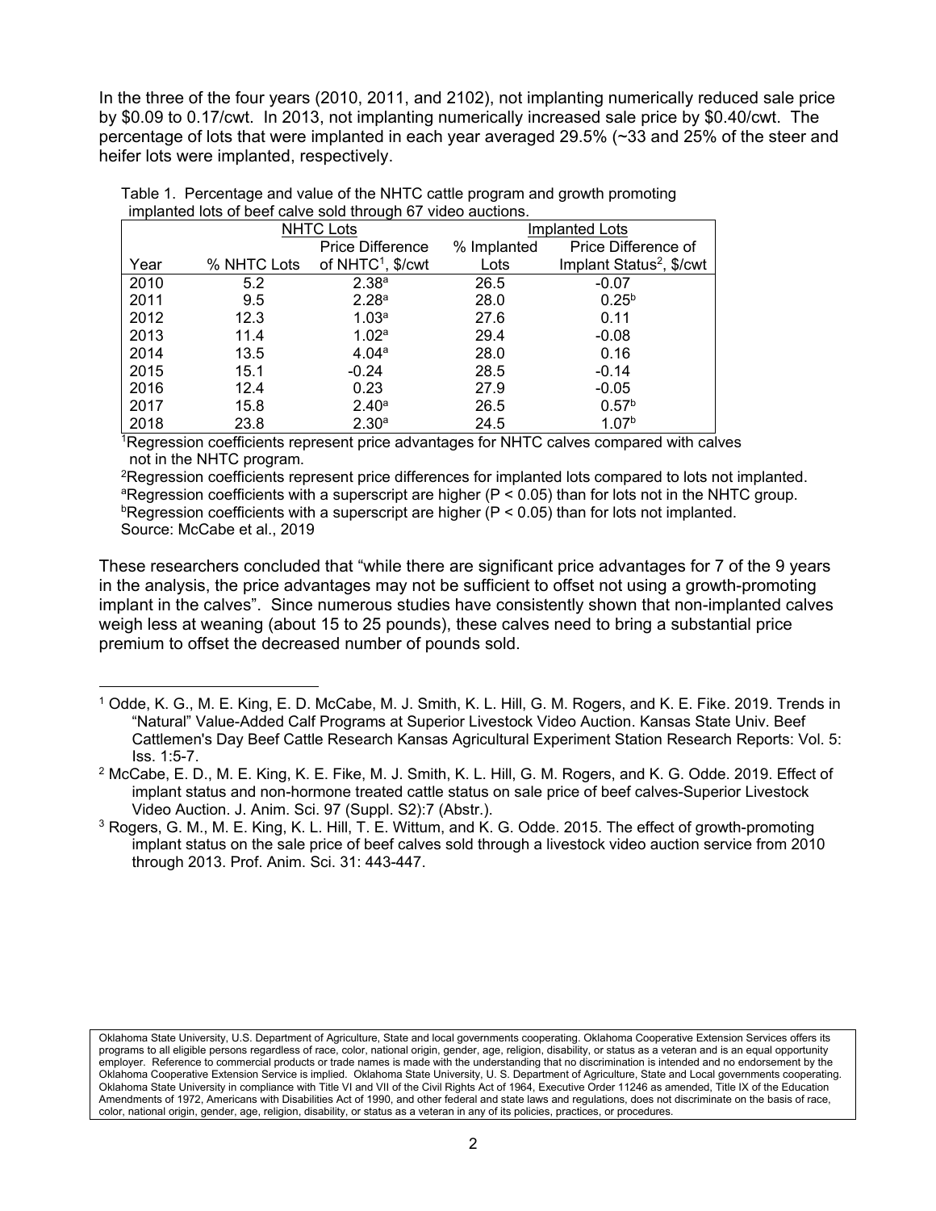In the three of the four years (2010, 2011, and 2102), not implanting numerically reduced sale price by $0.09 to 0.17/cwt. In 2013, not implanting numerically increased sale price by $0.40/cwt. The percentage of lots that were implanted in each year averaged 29.5% (~33 and 25% of the steer and heifer lots were implanted, respectively.

Table 1. Percentage and value of the NHTC cattle program and growth promoting implanted lots of beef calve sold through 67 video auctions.

| | NHTC Lots | | Implanted Lots | |
|---|---|---|---|---|
| Year | % NHTC Lots | Price Difference of NHTC[1], $/cwt | % Implanted Lots | Price Difference of Implant Status[2], $/cwt |
| 2010 | 5.2 | 2.38[a] | 26.5 | -0.07 |
| 2011 | 9.5 | 2.28[a] | 28.0 | 0.25[b] |
| 2012 | 12.3 | 1.03[a] | 27.6 | 0.11 |
| 2013 | 11.4 | 1.02[a] | 29.4 | -0.08 |
| 2014 | 13.5 | 4.04[a] | 28.0 | 0.16 |
| 2015 | 15.1 | -0.24 | 28.5 | -0.14 |
| 2016 | 12.4 | 0.23 | 27.9 | -0.05 |
| 2017 | 15.8 | 2.40[a] | 26.5 | 0.57[b] |
| 2018 | 23.8 | 2.30[a] | 24.5 | 1.07[b] |

[1]Regression coefficients represent price advantages for NHTC calves compared with calves not in the NHTC program.
[2]Regression coefficients represent price differences for implanted lots compared to lots not implanted.
[a]Regression coefficients with a superscript are higher ($P < 0.05$) than for lots not in the NHTC group.
[b]Regression coefficients with a superscript are higher ($P < 0.05$) than for lots not implanted.
Source: McCabe et al., 2019

These researchers concluded that "while there are significant price advantages for 7 of the 9 years in the analysis, the price advantages may not be sufficient to offset not using a growth-promoting implant in the calves". Since numerous studies have consistently shown that non-implanted calves weigh less at weaning (about 15 to 25 pounds), these calves need to bring a substantial price premium to offset the decreased number of pounds sold.

---

[1] Odde, K. G., M. E. King, E. D. McCabe, M. J. Smith, K. L. Hill, G. M. Rogers, and K. E. Fike. 2019. Trends in "Natural" Value-Added Calf Programs at Superior Livestock Video Auction. Kansas State Univ. Beef Cattlemen's Day Beef Cattle Research Kansas Agricultural Experiment Station Research Reports: Vol. 5: Iss. 1:5-7.

[2] McCabe, E. D., M. E. King, K. E. Fike, M. J. Smith, K. L. Hill, G. M. Rogers, and K. G. Odde. 2019. Effect of implant status and non-hormone treated cattle status on sale price of beef calves-Superior Livestock Video Auction. J. Anim. Sci. 97 (Suppl. S2):7 (Abstr.).

[3] Rogers, G. M., M. E. King, K. L. Hill, T. E. Wittum, and K. G. Odde. 2015. The effect of growth-promoting implant status on the sale price of beef calves sold through a livestock video auction service from 2010 through 2013. Prof. Anim. Sci. 31: 443-447.

Oklahoma State University, U.S. Department of Agriculture, State and local governments cooperating. Oklahoma Cooperative Extension Services offers its programs to all eligible persons regardless of race, color, national origin, gender, age, religion, disability, or status as a veteran and is an equal opportunity employer. Reference to commercial products or trade names is made with the understanding that no discrimination is intended and no endorsement by the Oklahoma Cooperative Extension Service is implied. Oklahoma State University, U. S. Department of Agriculture, State and Local governments cooperating. Oklahoma State University in compliance with Title VI and VII of the Civil Rights Act of 1964, Executive Order 11246 as amended, Title IX of the Education Amendments of 1972, Americans with Disabilities Act of 1990, and other federal and state laws and regulations, does not discriminate on the basis of race, color, national origin, gender, age, religion, disability, or status as a veteran in any of its policies, practices, or procedures.